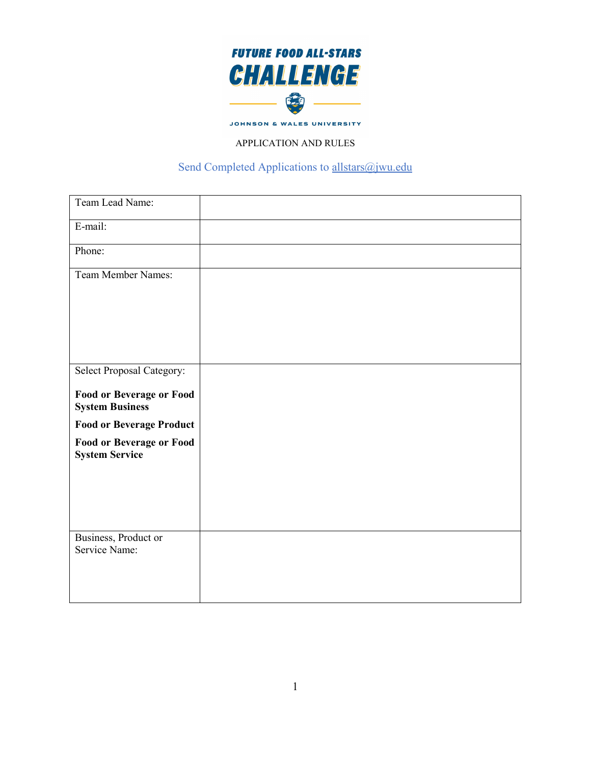# FUTURE FOOD ALL-STARS CHALLENGE

JOHNSON & WALES UNIVERSITY

APPLICATION AND RULES

Send Completed Applications to allstars@jwu.edu

| | |
|---|---|
| Team Lead Name: | |
| E-mail: | |
| Phone: | |
| Team Member Names: | |
| Select Proposal Category:<br><br>**Food or Beverage or Food System Business**<br>**Food or Beverage Product**<br>**Food or Beverage or Food System Service** | |
| Business, Product or Service Name: | |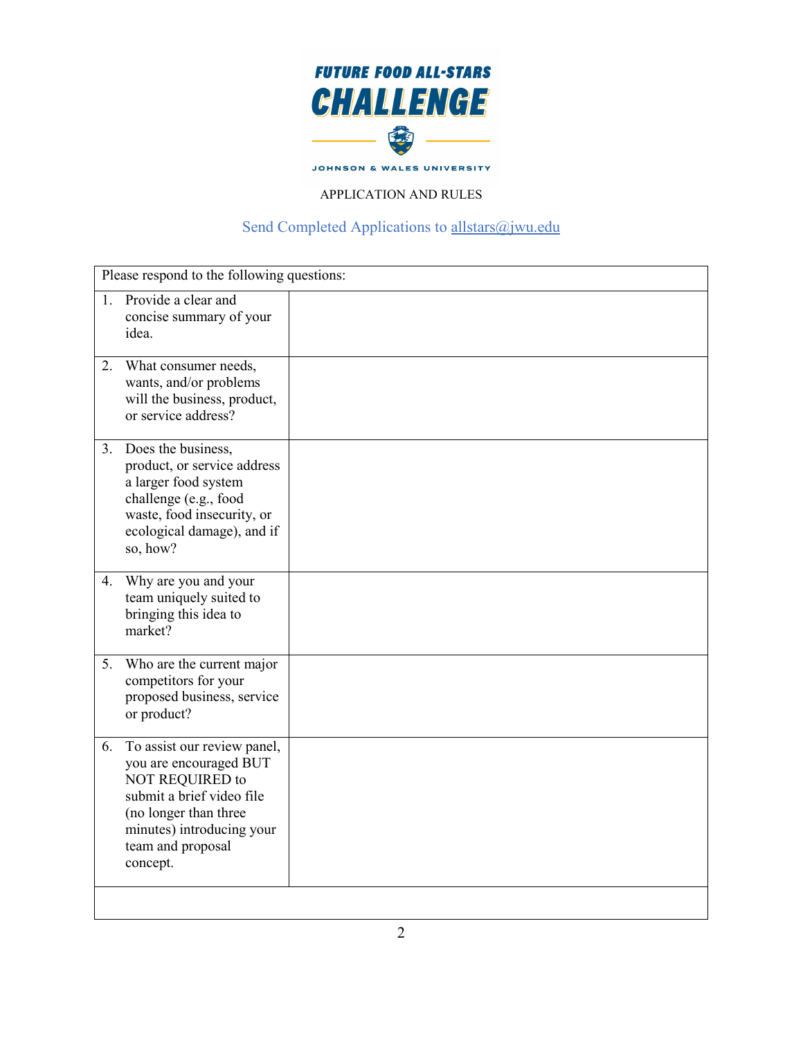# FUTURE FOOD ALL-STARS CHALLENGE

JOHNSON & WALES UNIVERSITY

APPLICATION AND RULES

Send Completed Applications to allstars@jwu.edu

| Please respond to the following questions: | |
|---|---|
| 1. Provide a clear and concise summary of your idea. | |
| 2. What consumer needs, wants, and/or problems will the business, product, or service address? | |
| 3. Does the business, product, or service address a larger food system challenge (e.g., food waste, food insecurity, or ecological damage), and if so, how? | |
| 4. Why are you and your team uniquely suited to bringing this idea to market? | |
| 5. Who are the current major competitors for your proposed business, service or product? | |
| 6. To assist our review panel, you are encouraged BUT NOT REQUIRED to submit a brief video file (no longer than three minutes) introducing your team and proposal concept. | |
| | |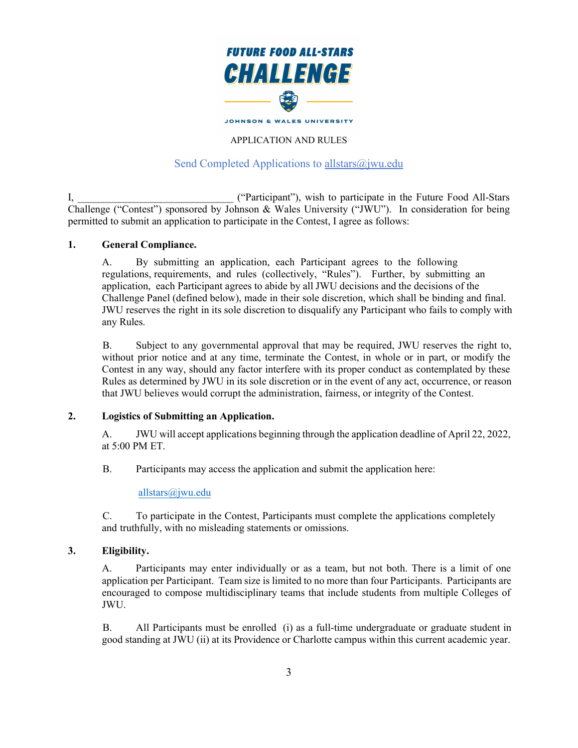FUTURE FOOD ALL-STARS

# CHALLENGE

JOHNSON & WALES UNIVERSITY

APPLICATION AND RULES

Send Completed Applications to allstars@jwu.edu

I, ______________________________ ("Participant"), wish to participate in the Future Food All-Stars Challenge ("Contest") sponsored by Johnson & Wales University ("JWU"). In consideration for being permitted to submit an application to participate in the Contest, I agree as follows:

**1. General Compliance.**

A. By submitting an application, each Participant agrees to the following regulations, requirements, and rules (collectively, "Rules"). Further, by submitting an application, each Participant agrees to abide by all JWU decisions and the decisions of the Challenge Panel (defined below), made in their sole discretion, which shall be binding and final. JWU reserves the right in its sole discretion to disqualify any Participant who fails to comply with any Rules.

B. Subject to any governmental approval that may be required, JWU reserves the right to, without prior notice and at any time, terminate the Contest, in whole or in part, or modify the Contest in any way, should any factor interfere with its proper conduct as contemplated by these Rules as determined by JWU in its sole discretion or in the event of any act, occurrence, or reason that JWU believes would corrupt the administration, fairness, or integrity of the Contest.

**2. Logistics of Submitting an Application.**

A. JWU will accept applications beginning through the application deadline of April 22, 2022, at 5:00 PM ET.

B. Participants may access the application and submit the application here:

allstars@jwu.edu

C. To participate in the Contest, Participants must complete the applications completely and truthfully, with no misleading statements or omissions.

**3. Eligibility.**

A. Participants may enter individually or as a team, but not both. There is a limit of one application per Participant. Team size is limited to no more than four Participants. Participants are encouraged to compose multidisciplinary teams that include students from multiple Colleges of JWU.

B. All Participants must be enrolled (i) as a full-time undergraduate or graduate student in good standing at JWU (ii) at its Providence or Charlotte campus within this current academic year.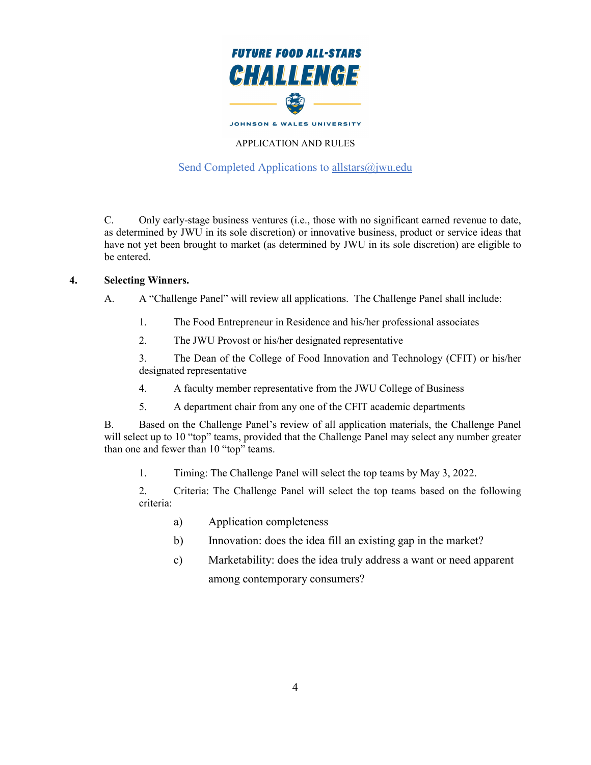APPLICATION AND RULES

Send Completed Applications to allstars@jwu.edu

C. Only early-stage business ventures (i.e., those with no significant earned revenue to date, as determined by JWU in its sole discretion) or innovative business, product or service ideas that have not yet been brought to market (as determined by JWU in its sole discretion) are eligible to be entered.

**4. Selecting Winners.**

A. A "Challenge Panel" will review all applications. The Challenge Panel shall include:

1. The Food Entrepreneur in Residence and his/her professional associates
2. The JWU Provost or his/her designated representative
3. The Dean of the College of Food Innovation and Technology (CFIT) or his/her designated representative
4. A faculty member representative from the JWU College of Business
5. A department chair from any one of the CFIT academic departments

B. Based on the Challenge Panel's review of all application materials, the Challenge Panel will select up to 10 "top" teams, provided that the Challenge Panel may select any number greater than one and fewer than 10 "top" teams.

1. Timing: The Challenge Panel will select the top teams by May 3, 2022.
2. Criteria: The Challenge Panel will select the top teams based on the following criteria:
   a) Application completeness
   b) Innovation: does the idea fill an existing gap in the market?
   c) Marketability: does the idea truly address a want or need apparent among contemporary consumers?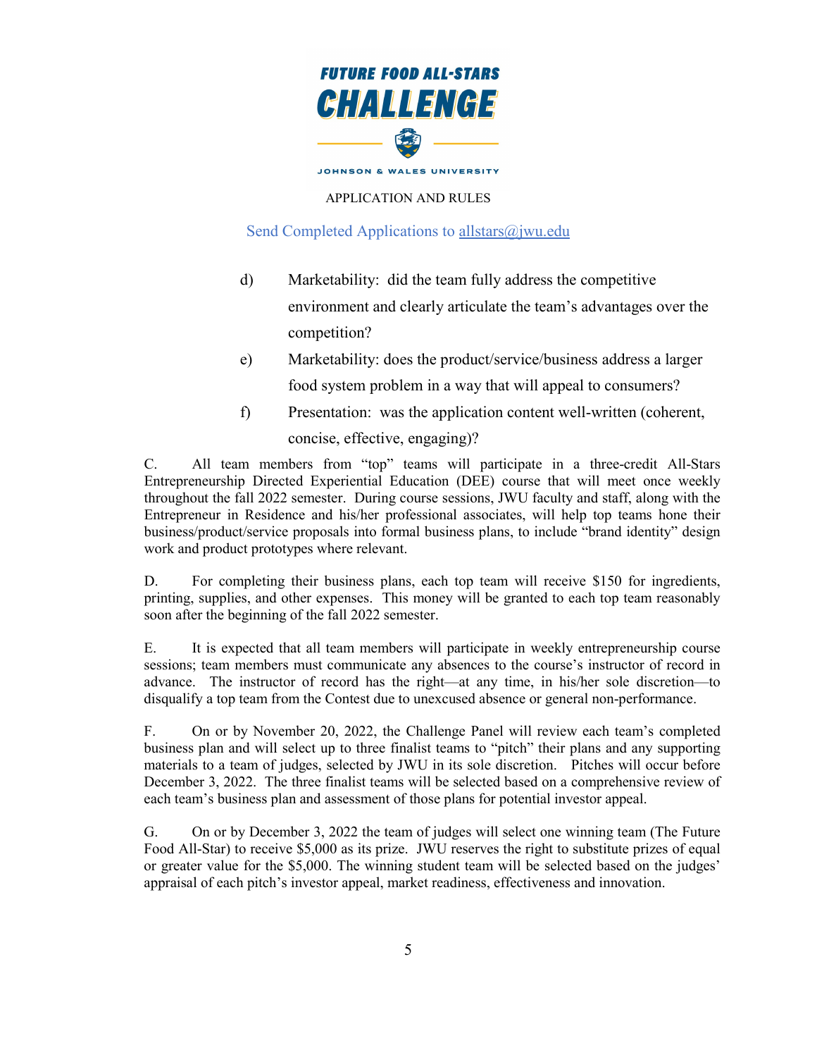APPLICATION AND RULES

Send Completed Applications to allstars@jwu.edu

d) Marketability: did the team fully address the competitive environment and clearly articulate the team's advantages over the competition?

e) Marketability: does the product/service/business address a larger food system problem in a way that will appeal to consumers?

f) Presentation: was the application content well-written (coherent, concise, effective, engaging)?

C. All team members from "top" teams will participate in a three-credit All-Stars Entrepreneurship Directed Experiential Education (DEE) course that will meet once weekly throughout the fall 2022 semester. During course sessions, JWU faculty and staff, along with the Entrepreneur in Residence and his/her professional associates, will help top teams hone their business/product/service proposals into formal business plans, to include "brand identity" design work and product prototypes where relevant.

D. For completing their business plans, each top team will receive $150 for ingredients, printing, supplies, and other expenses. This money will be granted to each top team reasonably soon after the beginning of the fall 2022 semester.

E. It is expected that all team members will participate in weekly entrepreneurship course sessions; team members must communicate any absences to the course's instructor of record in advance. The instructor of record has the right—at any time, in his/her sole discretion—to disqualify a top team from the Contest due to unexcused absence or general non-performance.

F. On or by November 20, 2022, the Challenge Panel will review each team's completed business plan and will select up to three finalist teams to "pitch" their plans and any supporting materials to a team of judges, selected by JWU in its sole discretion. Pitches will occur before December 3, 2022. The three finalist teams will be selected based on a comprehensive review of each team's business plan and assessment of those plans for potential investor appeal.

G. On or by December 3, 2022 the team of judges will select one winning team (The Future Food All-Star) to receive $5,000 as its prize. JWU reserves the right to substitute prizes of equal or greater value for the $5,000. The winning student team will be selected based on the judges' appraisal of each pitch's investor appeal, market readiness, effectiveness and innovation.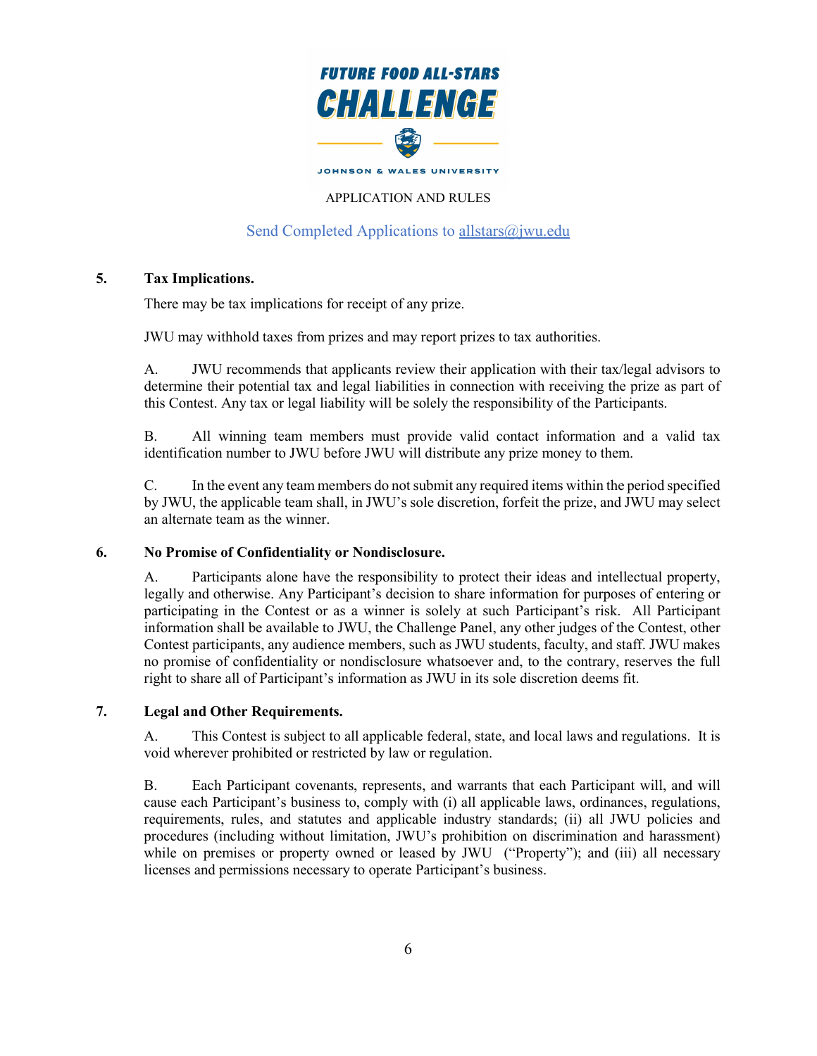APPLICATION AND RULES

Send Completed Applications to allstars@jwu.edu

## 5. Tax Implications.

There may be tax implications for receipt of any prize.

JWU may withhold taxes from prizes and may report prizes to tax authorities.

A. JWU recommends that applicants review their application with their tax/legal advisors to determine their potential tax and legal liabilities in connection with receiving the prize as part of this Contest. Any tax or legal liability will be solely the responsibility of the Participants.

B. All winning team members must provide valid contact information and a valid tax identification number to JWU before JWU will distribute any prize money to them.

C. In the event any team members do not submit any required items within the period specified by JWU, the applicable team shall, in JWU's sole discretion, forfeit the prize, and JWU may select an alternate team as the winner.

## 6. No Promise of Confidentiality or Nondisclosure.

A. Participants alone have the responsibility to protect their ideas and intellectual property, legally and otherwise. Any Participant's decision to share information for purposes of entering or participating in the Contest or as a winner is solely at such Participant's risk. All Participant information shall be available to JWU, the Challenge Panel, any other judges of the Contest, other Contest participants, any audience members, such as JWU students, faculty, and staff. JWU makes no promise of confidentiality or nondisclosure whatsoever and, to the contrary, reserves the full right to share all of Participant's information as JWU in its sole discretion deems fit.

## 7. Legal and Other Requirements.

A. This Contest is subject to all applicable federal, state, and local laws and regulations. It is void wherever prohibited or restricted by law or regulation.

B. Each Participant covenants, represents, and warrants that each Participant will, and will cause each Participant's business to, comply with (i) all applicable laws, ordinances, regulations, requirements, rules, and statutes and applicable industry standards; (ii) all JWU policies and procedures (including without limitation, JWU's prohibition on discrimination and harassment) while on premises or property owned or leased by JWU ("Property"); and (iii) all necessary licenses and permissions necessary to operate Participant's business.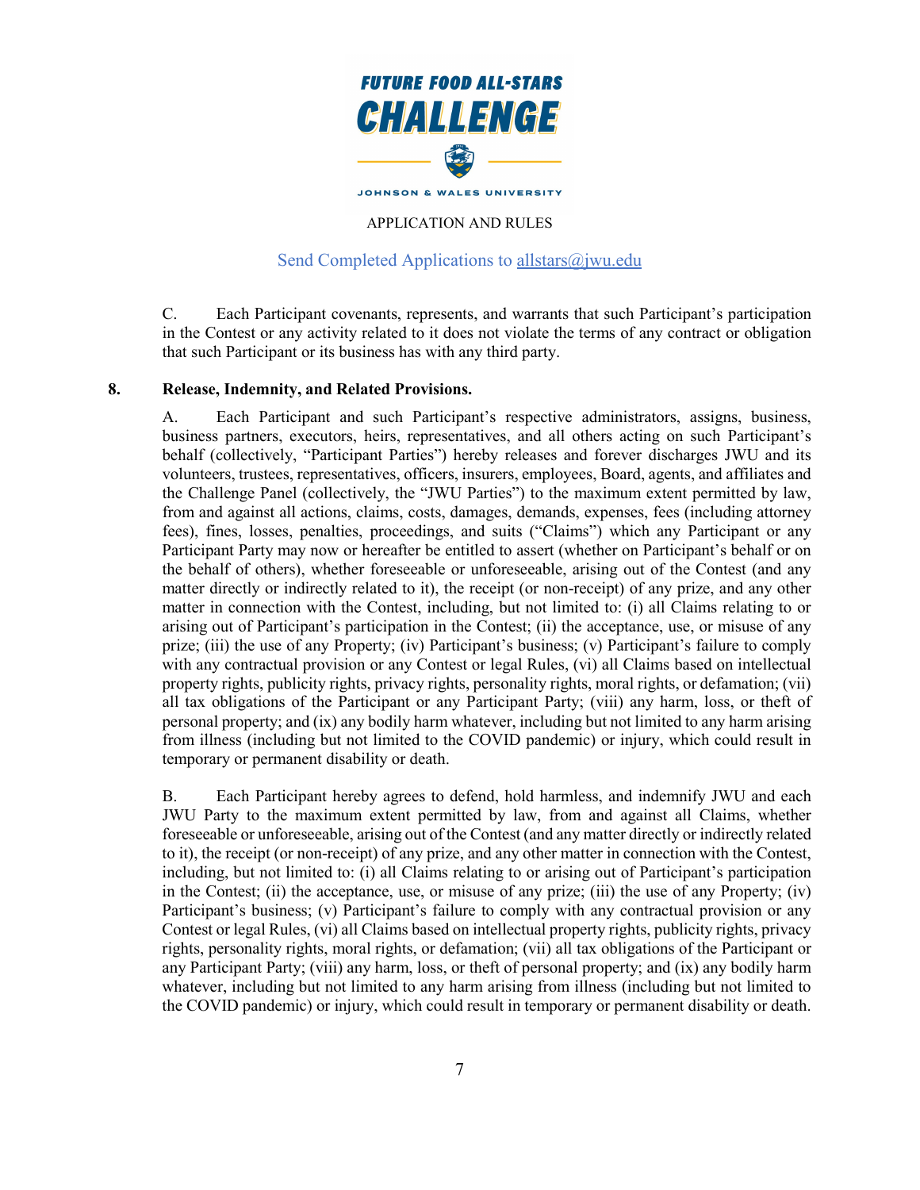APPLICATION AND RULES

Send Completed Applications to allstars@jwu.edu

C. Each Participant covenants, represents, and warrants that such Participant's participation in the Contest or any activity related to it does not violate the terms of any contract or obligation that such Participant or its business has with any third party.

**8. Release, Indemnity, and Related Provisions.**

A. Each Participant and such Participant's respective administrators, assigns, business, business partners, executors, heirs, representatives, and all others acting on such Participant's behalf (collectively, "Participant Parties") hereby releases and forever discharges JWU and its volunteers, trustees, representatives, officers, insurers, employees, Board, agents, and affiliates and the Challenge Panel (collectively, the "JWU Parties") to the maximum extent permitted by law, from and against all actions, claims, costs, damages, demands, expenses, fees (including attorney fees), fines, losses, penalties, proceedings, and suits ("Claims") which any Participant or any Participant Party may now or hereafter be entitled to assert (whether on Participant's behalf or on the behalf of others), whether foreseeable or unforeseeable, arising out of the Contest (and any matter directly or indirectly related to it), the receipt (or non-receipt) of any prize, and any other matter in connection with the Contest, including, but not limited to: (i) all Claims relating to or arising out of Participant's participation in the Contest; (ii) the acceptance, use, or misuse of any prize; (iii) the use of any Property; (iv) Participant's business; (v) Participant's failure to comply with any contractual provision or any Contest or legal Rules, (vi) all Claims based on intellectual property rights, publicity rights, privacy rights, personality rights, moral rights, or defamation; (vii) all tax obligations of the Participant or any Participant Party; (viii) any harm, loss, or theft of personal property; and (ix) any bodily harm whatever, including but not limited to any harm arising from illness (including but not limited to the COVID pandemic) or injury, which could result in temporary or permanent disability or death.

B. Each Participant hereby agrees to defend, hold harmless, and indemnify JWU and each JWU Party to the maximum extent permitted by law, from and against all Claims, whether foreseeable or unforeseeable, arising out of the Contest (and any matter directly or indirectly related to it), the receipt (or non-receipt) of any prize, and any other matter in connection with the Contest, including, but not limited to: (i) all Claims relating to or arising out of Participant's participation in the Contest; (ii) the acceptance, use, or misuse of any prize; (iii) the use of any Property; (iv) Participant's business; (v) Participant's failure to comply with any contractual provision or any Contest or legal Rules, (vi) all Claims based on intellectual property rights, publicity rights, privacy rights, personality rights, moral rights, or defamation; (vii) all tax obligations of the Participant or any Participant Party; (viii) any harm, loss, or theft of personal property; and (ix) any bodily harm whatever, including but not limited to any harm arising from illness (including but not limited to the COVID pandemic) or injury, which could result in temporary or permanent disability or death.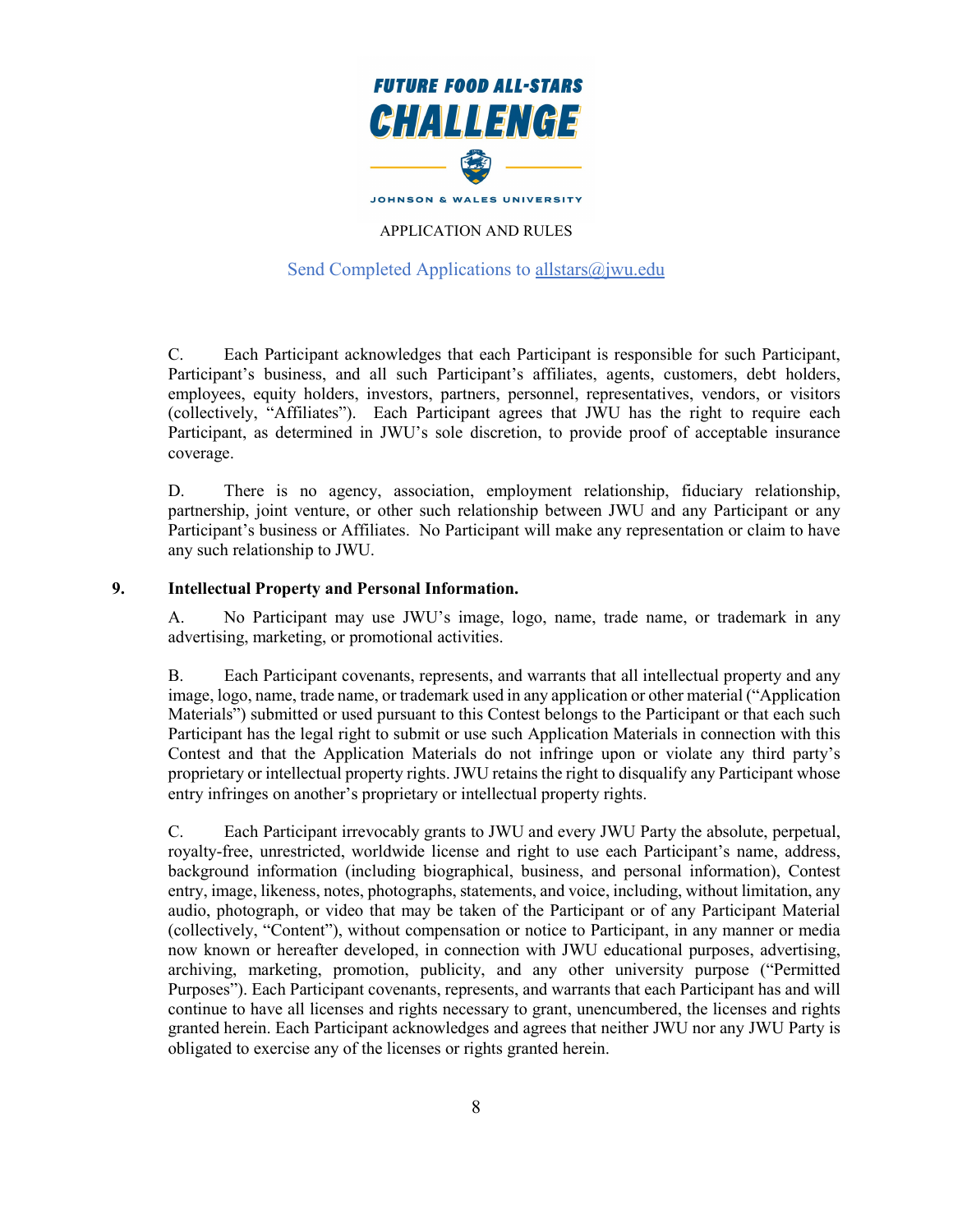C. Each Participant acknowledges that each Participant is responsible for such Participant, Participant's business, and all such Participant's affiliates, agents, customers, debt holders, employees, equity holders, investors, partners, personnel, representatives, vendors, or visitors (collectively, "Affiliates"). Each Participant agrees that JWU has the right to require each Participant, as determined in JWU's sole discretion, to provide proof of acceptable insurance coverage.

D. There is no agency, association, employment relationship, fiduciary relationship, partnership, joint venture, or other such relationship between JWU and any Participant or any Participant's business or Affiliates. No Participant will make any representation or claim to have any such relationship to JWU.

**9. Intellectual Property and Personal Information.**

A. No Participant may use JWU's image, logo, name, trade name, or trademark in any advertising, marketing, or promotional activities.

B. Each Participant covenants, represents, and warrants that all intellectual property and any image, logo, name, trade name, or trademark used in any application or other material ("Application Materials") submitted or used pursuant to this Contest belongs to the Participant or that each such Participant has the legal right to submit or use such Application Materials in connection with this Contest and that the Application Materials do not infringe upon or violate any third party's proprietary or intellectual property rights. JWU retains the right to disqualify any Participant whose entry infringes on another's proprietary or intellectual property rights.

C. Each Participant irrevocably grants to JWU and every JWU Party the absolute, perpetual, royalty-free, unrestricted, worldwide license and right to use each Participant's name, address, background information (including biographical, business, and personal information), Contest entry, image, likeness, notes, photographs, statements, and voice, including, without limitation, any audio, photograph, or video that may be taken of the Participant or of any Participant Material (collectively, "Content"), without compensation or notice to Participant, in any manner or media now known or hereafter developed, in connection with JWU educational purposes, advertising, archiving, marketing, promotion, publicity, and any other university purpose ("Permitted Purposes"). Each Participant covenants, represents, and warrants that each Participant has and will continue to have all licenses and rights necessary to grant, unencumbered, the licenses and rights granted herein. Each Participant acknowledges and agrees that neither JWU nor any JWU Party is obligated to exercise any of the licenses or rights granted herein.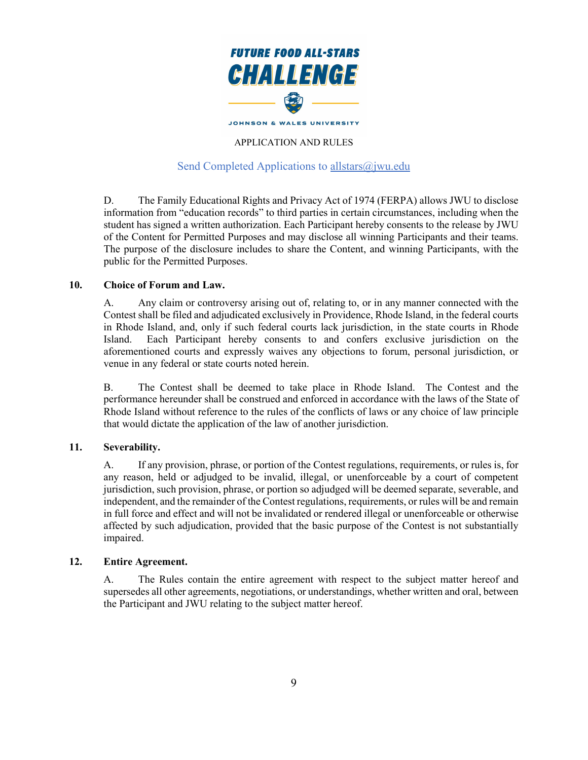D. The Family Educational Rights and Privacy Act of 1974 (FERPA) allows JWU to disclose information from “education records” to third parties in certain circumstances, including when the student has signed a written authorization. Each Participant hereby consents to the release by JWU of the Content for Permitted Purposes and may disclose all winning Participants and their teams. The purpose of the disclosure includes to share the Content, and winning Participants, with the public for the Permitted Purposes.

**10. Choice of Forum and Law.**

A. Any claim or controversy arising out of, relating to, or in any manner connected with the Contest shall be filed and adjudicated exclusively in Providence, Rhode Island, in the federal courts in Rhode Island, and, only if such federal courts lack jurisdiction, in the state courts in Rhode Island. Each Participant hereby consents to and confers exclusive jurisdiction on the aforementioned courts and expressly waives any objections to forum, personal jurisdiction, or venue in any federal or state courts noted herein.

B. The Contest shall be deemed to take place in Rhode Island. The Contest and the performance hereunder shall be construed and enforced in accordance with the laws of the State of Rhode Island without reference to the rules of the conflicts of laws or any choice of law principle that would dictate the application of the law of another jurisdiction.

**11. Severability.**

A. If any provision, phrase, or portion of the Contest regulations, requirements, or rules is, for any reason, held or adjudged to be invalid, illegal, or unenforceable by a court of competent jurisdiction, such provision, phrase, or portion so adjudged will be deemed separate, severable, and independent, and the remainder of the Contest regulations, requirements, or rules will be and remain in full force and effect and will not be invalidated or rendered illegal or unenforceable or otherwise affected by such adjudication, provided that the basic purpose of the Contest is not substantially impaired.

**12. Entire Agreement.**

A. The Rules contain the entire agreement with respect to the subject matter hereof and supersedes all other agreements, negotiations, or understandings, whether written and oral, between the Participant and JWU relating to the subject matter hereof.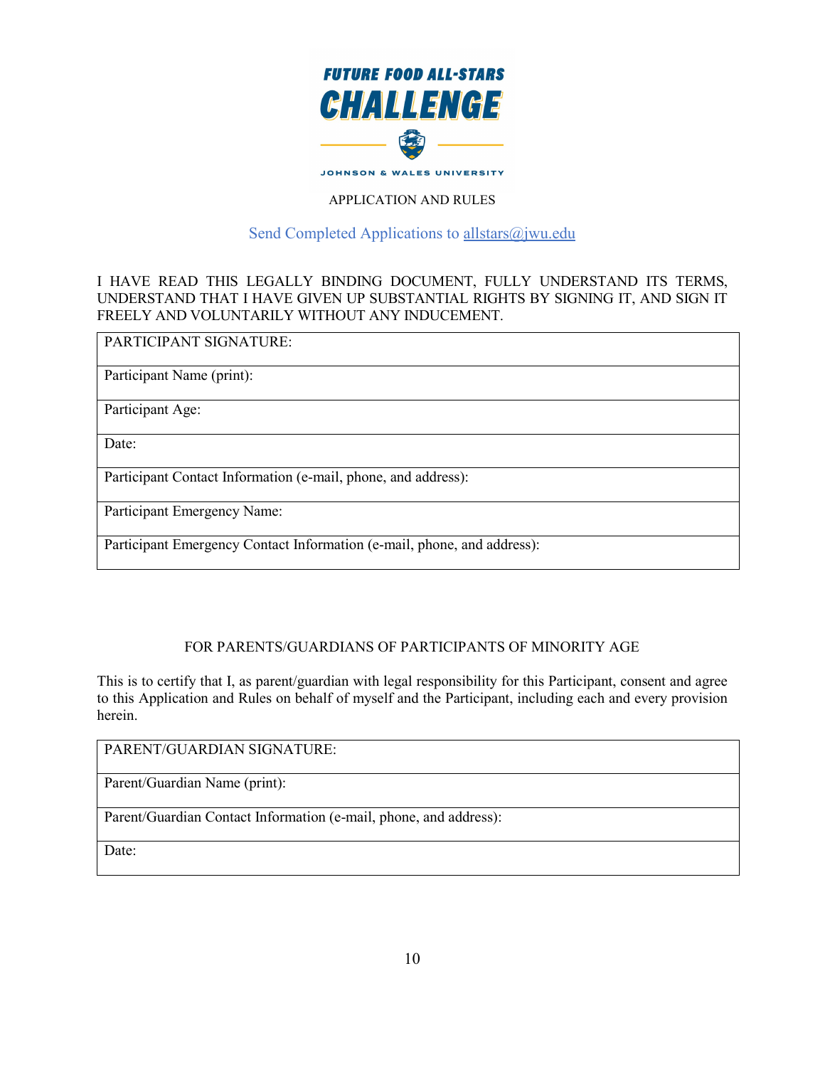FUTURE FOOD ALL-STARS

# CHALLENGE

JOHNSON & WALES UNIVERSITY

APPLICATION AND RULES

Send Completed Applications to allstars@jwu.edu

I HAVE READ THIS LEGALLY BINDING DOCUMENT, FULLY UNDERSTAND ITS TERMS, UNDERSTAND THAT I HAVE GIVEN UP SUBSTANTIAL RIGHTS BY SIGNING IT, AND SIGN IT FREELY AND VOLUNTARILY WITHOUT ANY INDUCEMENT.

| |
|---|
| PARTICIPANT SIGNATURE: |
| Participant Name (print): |
| Participant Age: |
| Date: |
| Participant Contact Information (e-mail, phone, and address): |
| Participant Emergency Name: |
| Participant Emergency Contact Information (e-mail, phone, and address): |

FOR PARENTS/GUARDIANS OF PARTICIPANTS OF MINORITY AGE

This is to certify that I, as parent/guardian with legal responsibility for this Participant, consent and agree to this Application and Rules on behalf of myself and the Participant, including each and every provision herein.

| |
|---|
| PARENT/GUARDIAN SIGNATURE: |
| Parent/Guardian Name (print): |
| Parent/Guardian Contact Information (e-mail, phone, and address): |
| Date: |